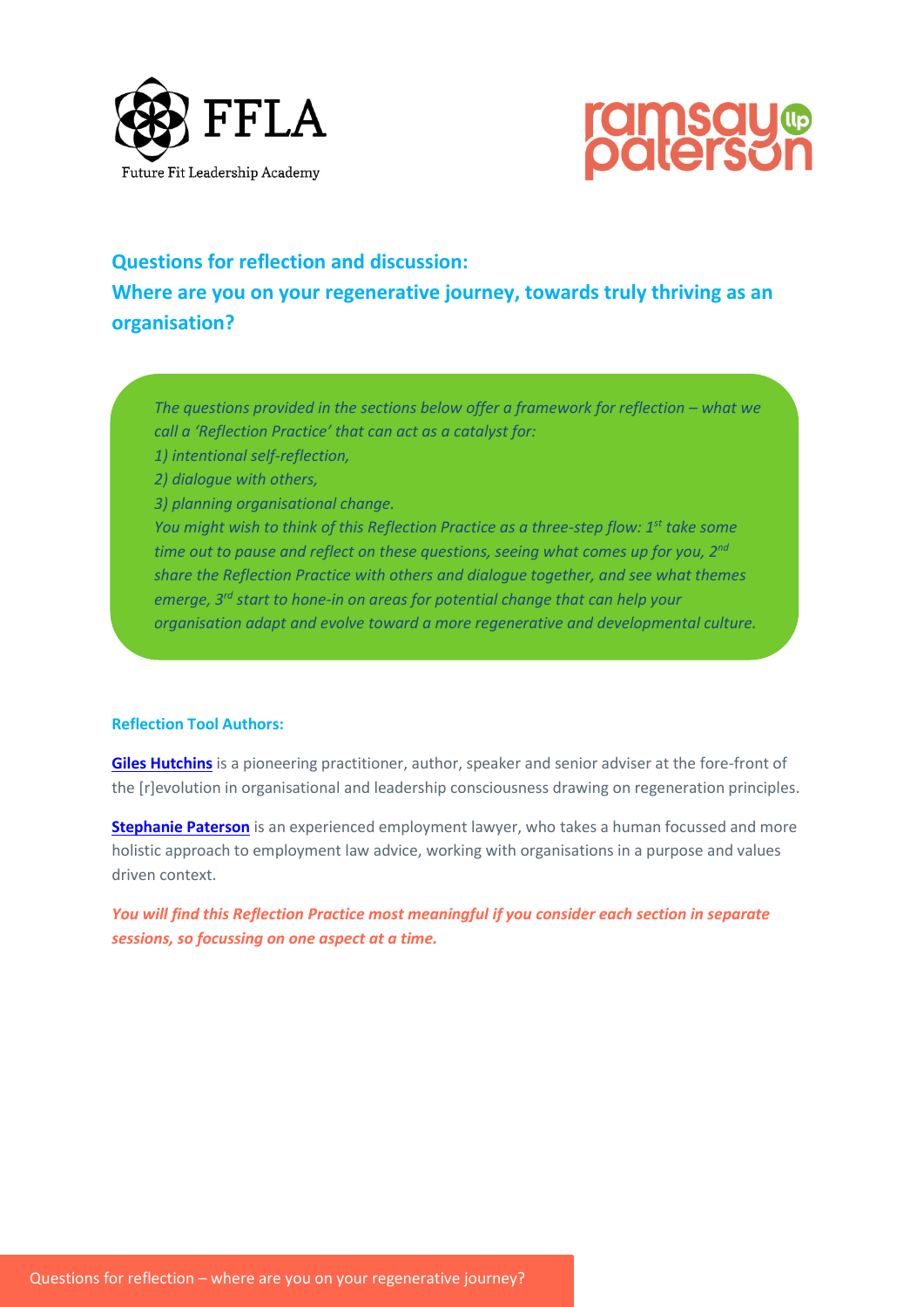FFLA

Future Fit Leadership Academy

ramsay paterson llp

## Questions for reflection and discussion:
## Where are you on your regenerative journey, towards truly thriving as an organisation?

*The questions provided in the sections below offer a framework for reflection – what we call a 'Reflection Practice' that can act as a catalyst for:*
*1) intentional self-reflection,*
*2) dialogue with others,*
*3) planning organisational change.*
*You might wish to think of this Reflection Practice as a three-step flow: 1st take some time out to pause and reflect on these questions, seeing what comes up for you, 2nd share the Reflection Practice with others and dialogue together, and see what themes emerge, 3rd start to hone-in on areas for potential change that can help your organisation adapt and evolve toward a more regenerative and developmental culture.*

**Reflection Tool Authors:**

**Giles Hutchins** is a pioneering practitioner, author, speaker and senior adviser at the fore-front of the [r]evolution in organisational and leadership consciousness drawing on regeneration principles.

**Stephanie Paterson** is an experienced employment lawyer, who takes a human focussed and more holistic approach to employment law advice, working with organisations in a purpose and values driven context.

***You will find this Reflection Practice most meaningful if you consider each section in separate sessions, so focussing on one aspect at a time.***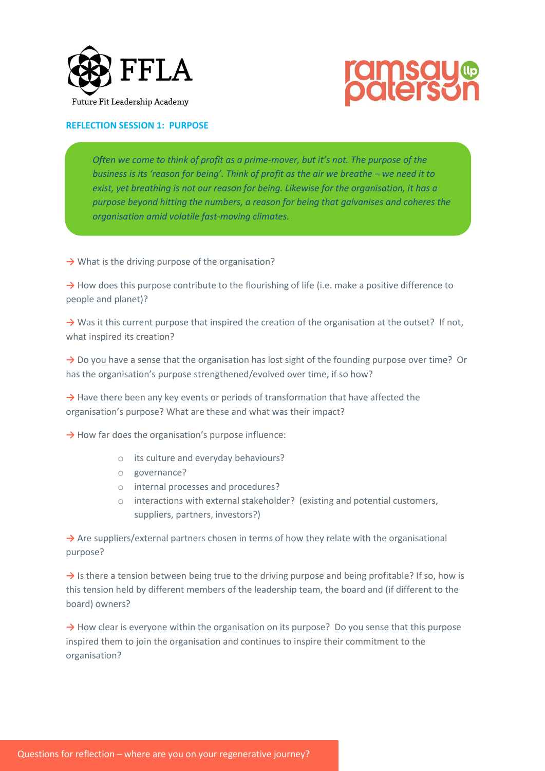## REFLECTION SESSION 1: PURPOSE

*Often we come to think of profit as a prime-mover, but it's not. The purpose of the business is its 'reason for being'. Think of profit as the air we breathe – we need it to exist, yet breathing is not our reason for being. Likewise for the organisation, it has a purpose beyond hitting the numbers, a reason for being that galvanises and coheres the organisation amid volatile fast-moving climates.*

→ What is the driving purpose of the organisation?

→ How does this purpose contribute to the flourishing of life (i.e. make a positive difference to people and planet)?

→ Was it this current purpose that inspired the creation of the organisation at the outset? If not, what inspired its creation?

→ Do you have a sense that the organisation has lost sight of the founding purpose over time? Or has the organisation's purpose strengthened/evolved over time, if so how?

→ Have there been any key events or periods of transformation that have affected the organisation's purpose? What are these and what was their impact?

→ How far does the organisation's purpose influence:

- its culture and everyday behaviours?
- governance?
- internal processes and procedures?
- interactions with external stakeholder? (existing and potential customers, suppliers, partners, investors?)

→ Are suppliers/external partners chosen in terms of how they relate with the organisational purpose?

→ Is there a tension between being true to the driving purpose and being profitable? If so, how is this tension held by different members of the leadership team, the board and (if different to the board) owners?

→ How clear is everyone within the organisation on its purpose? Do you sense that this purpose inspired them to join the organisation and continues to inspire their commitment to the organisation?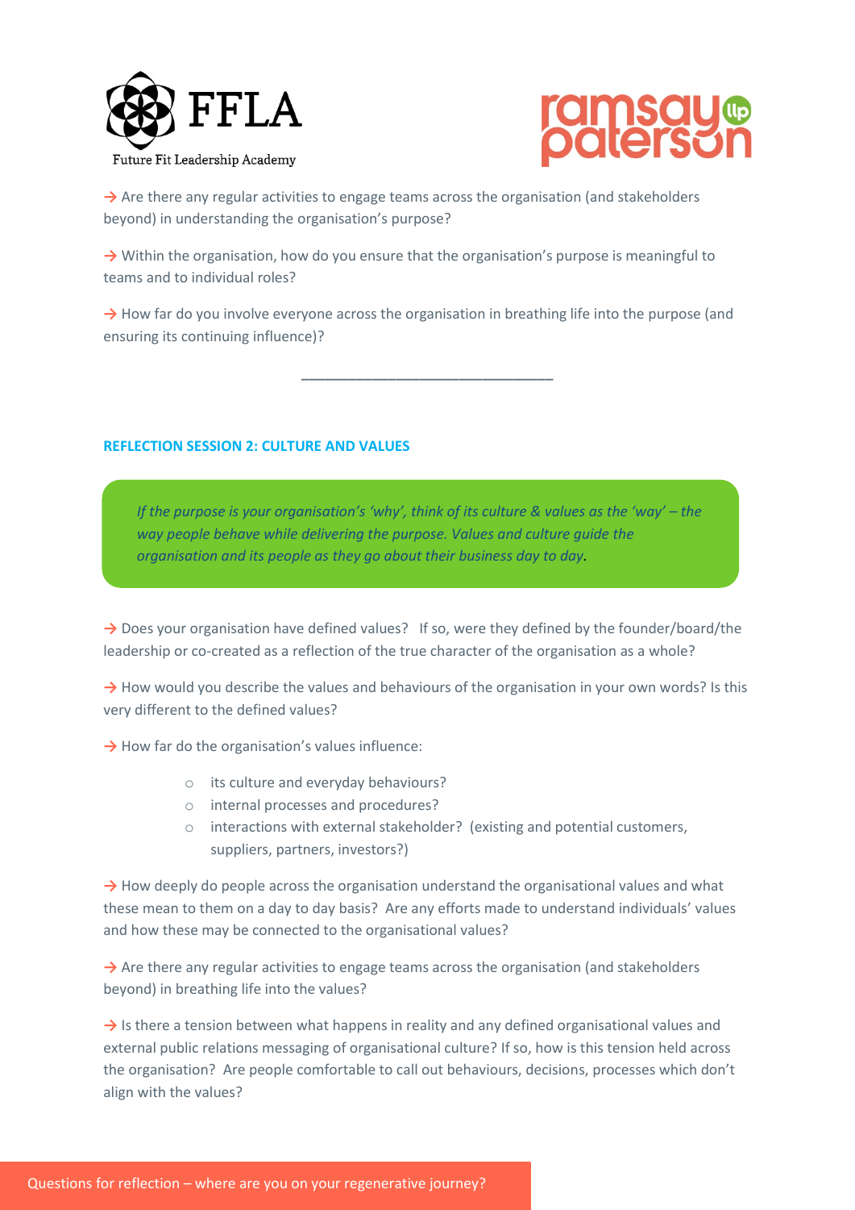→ Are there any regular activities to engage teams across the organisation (and stakeholders beyond) in understanding the organisation's purpose?

→ Within the organisation, how do you ensure that the organisation's purpose is meaningful to teams and to individual roles?

→ How far do you involve everyone across the organisation in breathing life into the purpose (and ensuring its continuing influence)?

---

## REFLECTION SESSION 2: CULTURE AND VALUES

*If the purpose is your organisation's 'why', think of its culture & values as the 'way' – the way people behave while delivering the purpose. Values and culture guide the organisation and its people as they go about their business day to day.*

→ Does your organisation have defined values? If so, were they defined by the founder/board/the leadership or co-created as a reflection of the true character of the organisation as a whole?

→ How would you describe the values and behaviours of the organisation in your own words? Is this very different to the defined values?

→ How far do the organisation's values influence:

- its culture and everyday behaviours?
- internal processes and procedures?
- interactions with external stakeholder? (existing and potential customers, suppliers, partners, investors?)

→ How deeply do people across the organisation understand the organisational values and what these mean to them on a day to day basis? Are any efforts made to understand individuals' values and how these may be connected to the organisational values?

→ Are there any regular activities to engage teams across the organisation (and stakeholders beyond) in breathing life into the values?

→ Is there a tension between what happens in reality and any defined organisational values and external public relations messaging of organisational culture? If so, how is this tension held across the organisation? Are people comfortable to call out behaviours, decisions, processes which don't align with the values?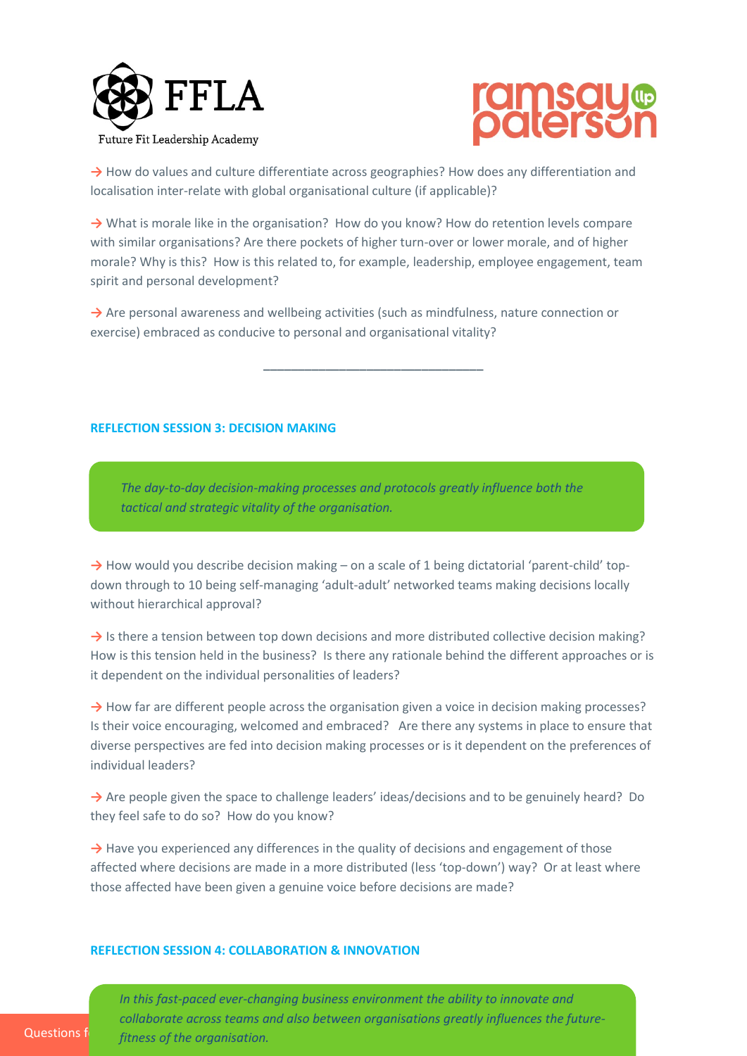→ How do values and culture differentiate across geographies? How does any differentiation and localisation inter-relate with global organisational culture (if applicable)?

→ What is morale like in the organisation? How do you know? How do retention levels compare with similar organisations? Are there pockets of higher turn-over or lower morale, and of higher morale? Why is this? How is this related to, for example, leadership, employee engagement, team spirit and personal development?

→ Are personal awareness and wellbeing activities (such as mindfulness, nature connection or exercise) embraced as conducive to personal and organisational vitality?

---

### REFLECTION SESSION 3: DECISION MAKING

*The day-to-day decision-making processes and protocols greatly influence both the tactical and strategic vitality of the organisation.*

→ How would you describe decision making – on a scale of 1 being dictatorial 'parent-child' top-down through to 10 being self-managing 'adult-adult' networked teams making decisions locally without hierarchical approval?

→ Is there a tension between top down decisions and more distributed collective decision making? How is this tension held in the business? Is there any rationale behind the different approaches or is it dependent on the individual personalities of leaders?

→ How far are different people across the organisation given a voice in decision making processes? Is their voice encouraging, welcomed and embraced? Are there any systems in place to ensure that diverse perspectives are fed into decision making processes or is it dependent on the preferences of individual leaders?

→ Are people given the space to challenge leaders' ideas/decisions and to be genuinely heard? Do they feel safe to do so? How do you know?

→ Have you experienced any differences in the quality of decisions and engagement of those affected where decisions are made in a more distributed (less 'top-down') way? Or at least where those affected have been given a genuine voice before decisions are made?

### REFLECTION SESSION 4: COLLABORATION & INNOVATION

*In this fast-paced ever-changing business environment the ability to innovate and collaborate across teams and also between organisations greatly influences the future-fitness of the organisation.*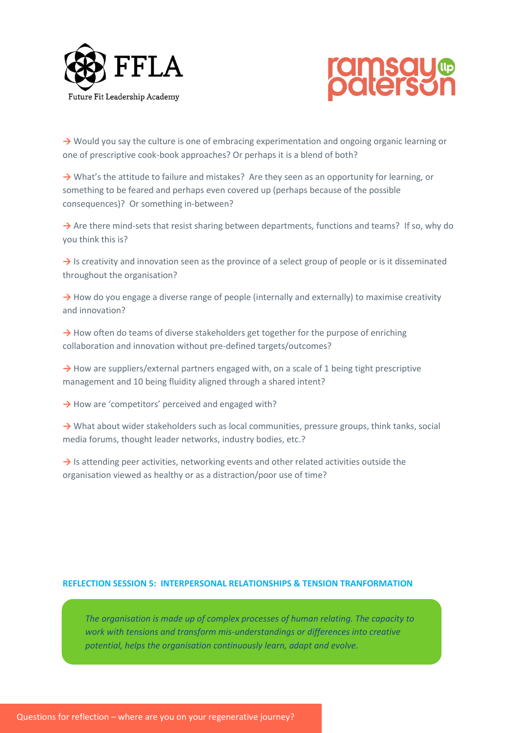→ Would you say the culture is one of embracing experimentation and ongoing organic learning or one of prescriptive cook-book approaches? Or perhaps it is a blend of both?

→ What's the attitude to failure and mistakes? Are they seen as an opportunity for learning, or something to be feared and perhaps even covered up (perhaps because of the possible consequences)? Or something in-between?

→ Are there mind-sets that resist sharing between departments, functions and teams? If so, why do you think this is?

→ Is creativity and innovation seen as the province of a select group of people or is it disseminated throughout the organisation?

→ How do you engage a diverse range of people (internally and externally) to maximise creativity and innovation?

→ How often do teams of diverse stakeholders get together for the purpose of enriching collaboration and innovation without pre-defined targets/outcomes?

→ How are suppliers/external partners engaged with, on a scale of 1 being tight prescriptive management and 10 being fluidity aligned through a shared intent?

→ How are 'competitors' perceived and engaged with?

→ What about wider stakeholders such as local communities, pressure groups, think tanks, social media forums, thought leader networks, industry bodies, etc.?

→ Is attending peer activities, networking events and other related activities outside the organisation viewed as healthy or as a distraction/poor use of time?

## REFLECTION SESSION 5: INTERPERSONAL RELATIONSHIPS & TENSION TRANFORMATION

*The organisation is made up of complex processes of human relating. The capacity to work with tensions and transform mis-understandings or differences into creative potential, helps the organisation continuously learn, adapt and evolve.*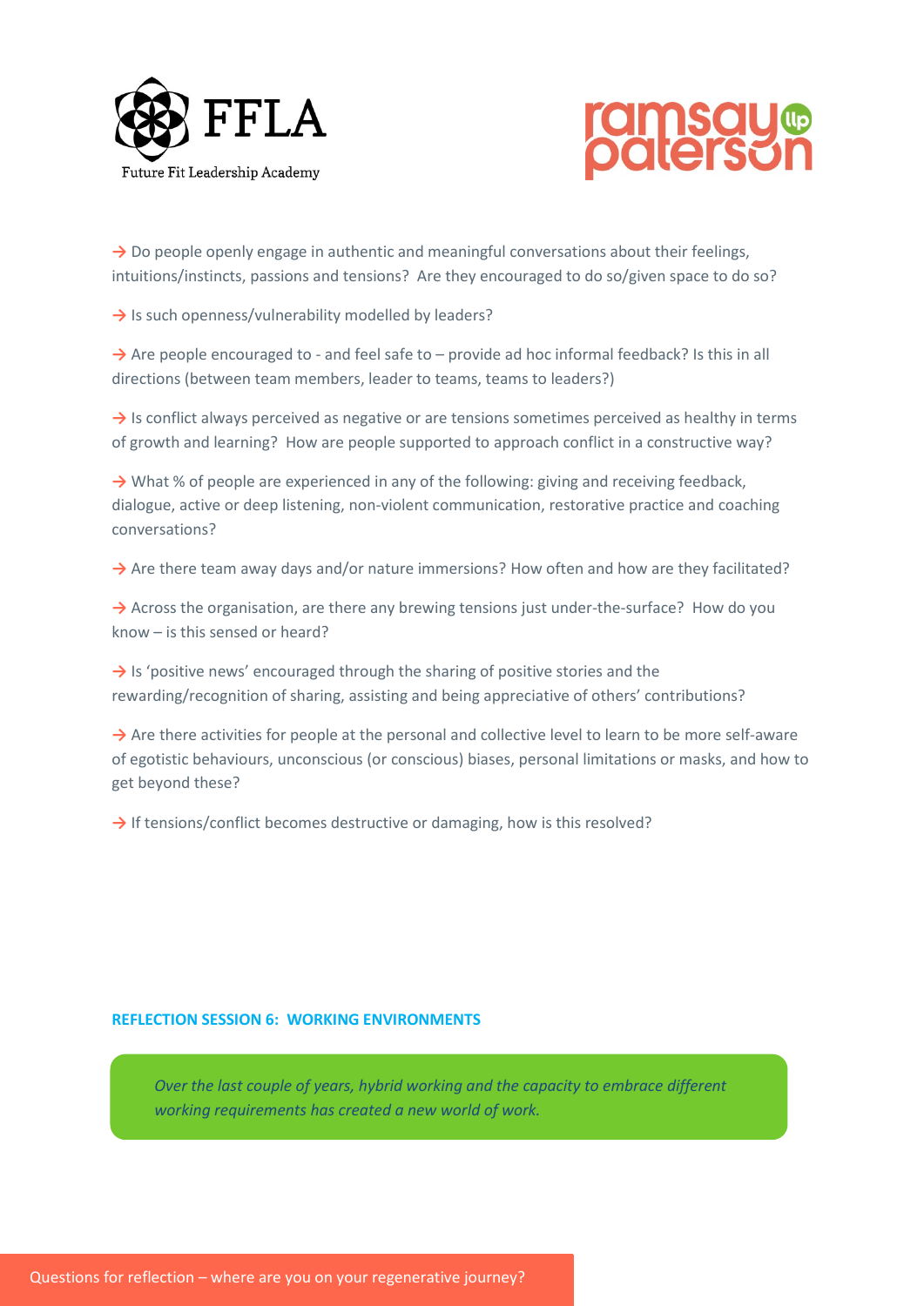→ Do people openly engage in authentic and meaningful conversations about their feelings, intuitions/instincts, passions and tensions? Are they encouraged to do so/given space to do so?

→ Is such openness/vulnerability modelled by leaders?

→ Are people encouraged to - and feel safe to – provide ad hoc informal feedback? Is this in all directions (between team members, leader to teams, teams to leaders?)

→ Is conflict always perceived as negative or are tensions sometimes perceived as healthy in terms of growth and learning? How are people supported to approach conflict in a constructive way?

→ What % of people are experienced in any of the following: giving and receiving feedback, dialogue, active or deep listening, non-violent communication, restorative practice and coaching conversations?

→ Are there team away days and/or nature immersions? How often and how are they facilitated?

→ Across the organisation, are there any brewing tensions just under-the-surface? How do you know – is this sensed or heard?

→ Is 'positive news' encouraged through the sharing of positive stories and the rewarding/recognition of sharing, assisting and being appreciative of others' contributions?

→ Are there activities for people at the personal and collective level to learn to be more self-aware of egotistic behaviours, unconscious (or conscious) biases, personal limitations or masks, and how to get beyond these?

→ If tensions/conflict becomes destructive or damaging, how is this resolved?

## REFLECTION SESSION 6: WORKING ENVIRONMENTS

*Over the last couple of years, hybrid working and the capacity to embrace different working requirements has created a new world of work.*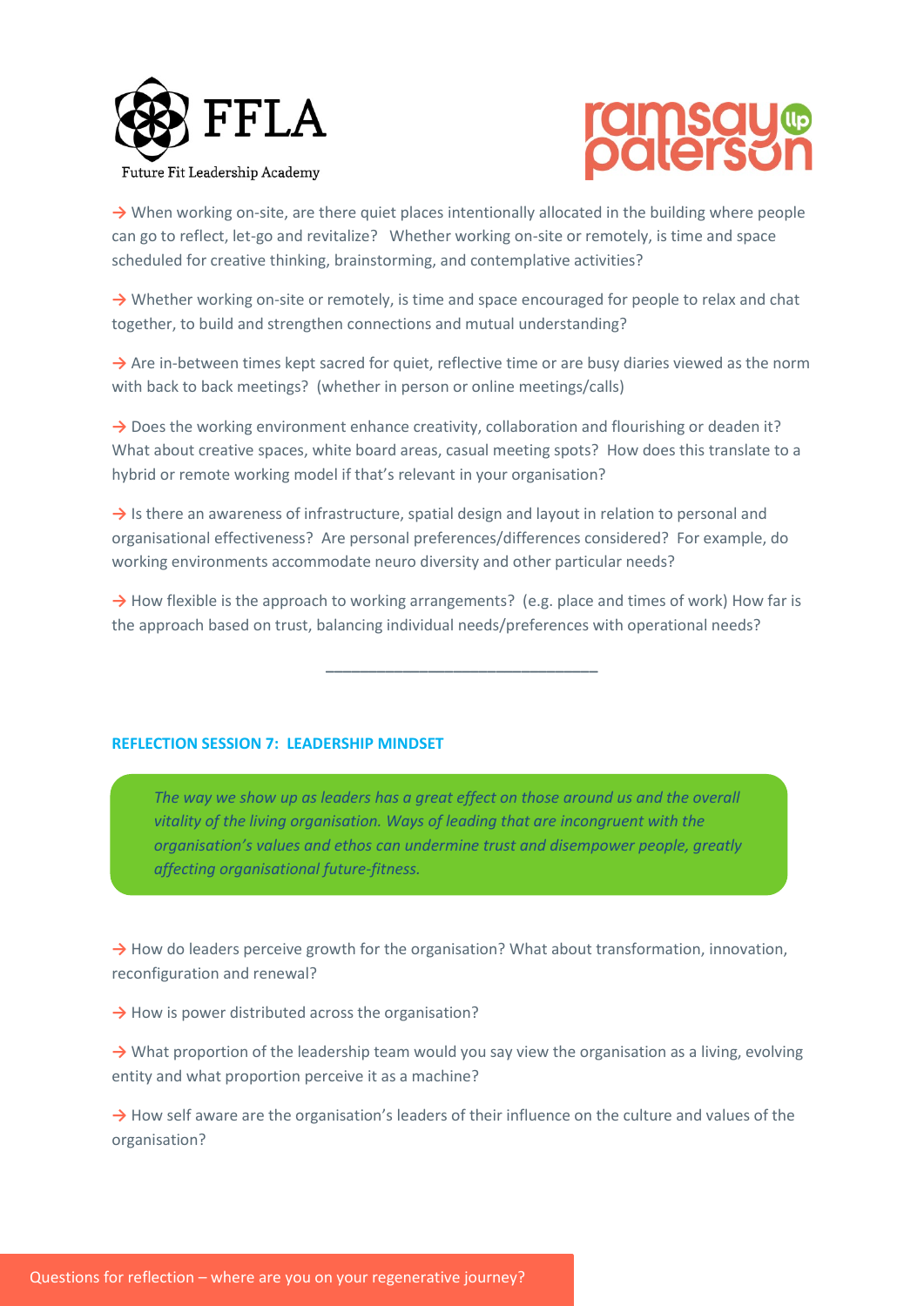→ When working on-site, are there quiet places intentionally allocated in the building where people can go to reflect, let-go and revitalize? Whether working on-site or remotely, is time and space scheduled for creative thinking, brainstorming, and contemplative activities?

→ Whether working on-site or remotely, is time and space encouraged for people to relax and chat together, to build and strengthen connections and mutual understanding?

→ Are in-between times kept sacred for quiet, reflective time or are busy diaries viewed as the norm with back to back meetings? (whether in person or online meetings/calls)

→ Does the working environment enhance creativity, collaboration and flourishing or deaden it? What about creative spaces, white board areas, casual meeting spots? How does this translate to a hybrid or remote working model if that's relevant in your organisation?

→ Is there an awareness of infrastructure, spatial design and layout in relation to personal and organisational effectiveness? Are personal preferences/differences considered? For example, do working environments accommodate neuro diversity and other particular needs?

→ How flexible is the approach to working arrangements? (e.g. place and times of work) How far is the approach based on trust, balancing individual needs/preferences with operational needs?

---

## REFLECTION SESSION 7: LEADERSHIP MINDSET

*The way we show up as leaders has a great effect on those around us and the overall vitality of the living organisation. Ways of leading that are incongruent with the organisation's values and ethos can undermine trust and disempower people, greatly affecting organisational future-fitness.*

→ How do leaders perceive growth for the organisation? What about transformation, innovation, reconfiguration and renewal?

→ How is power distributed across the organisation?

→ What proportion of the leadership team would you say view the organisation as a living, evolving entity and what proportion perceive it as a machine?

→ How self aware are the organisation's leaders of their influence on the culture and values of the organisation?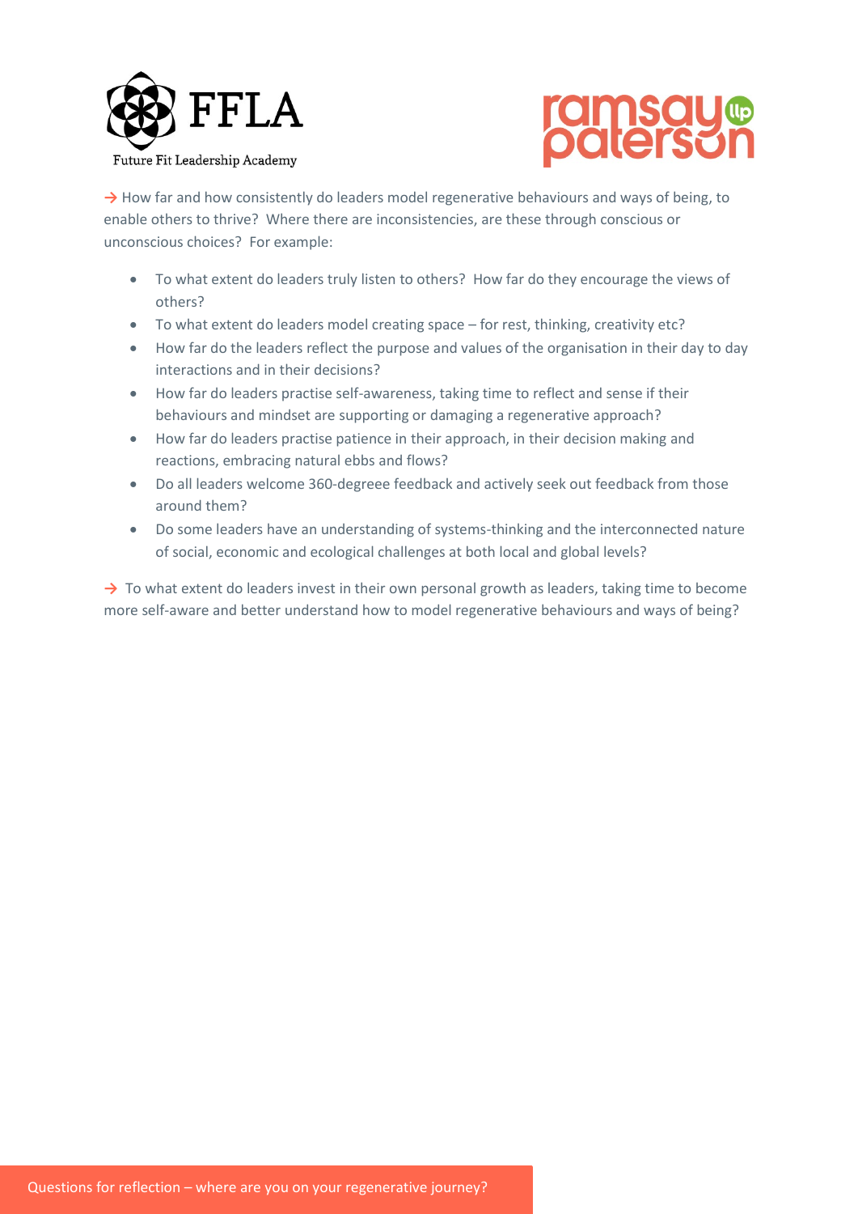→ How far and how consistently do leaders model regenerative behaviours and ways of being, to enable others to thrive? Where there are inconsistencies, are these through conscious or unconscious choices? For example:

- To what extent do leaders truly listen to others? How far do they encourage the views of others?
- To what extent do leaders model creating space – for rest, thinking, creativity etc?
- How far do the leaders reflect the purpose and values of the organisation in their day to day interactions and in their decisions?
- How far do leaders practise self-awareness, taking time to reflect and sense if their behaviours and mindset are supporting or damaging a regenerative approach?
- How far do leaders practise patience in their approach, in their decision making and reactions, embracing natural ebbs and flows?
- Do all leaders welcome 360-degreee feedback and actively seek out feedback from those around them?
- Do some leaders have an understanding of systems-thinking and the interconnected nature of social, economic and ecological challenges at both local and global levels?

→ To what extent do leaders invest in their own personal growth as leaders, taking time to become more self-aware and better understand how to model regenerative behaviours and ways of being?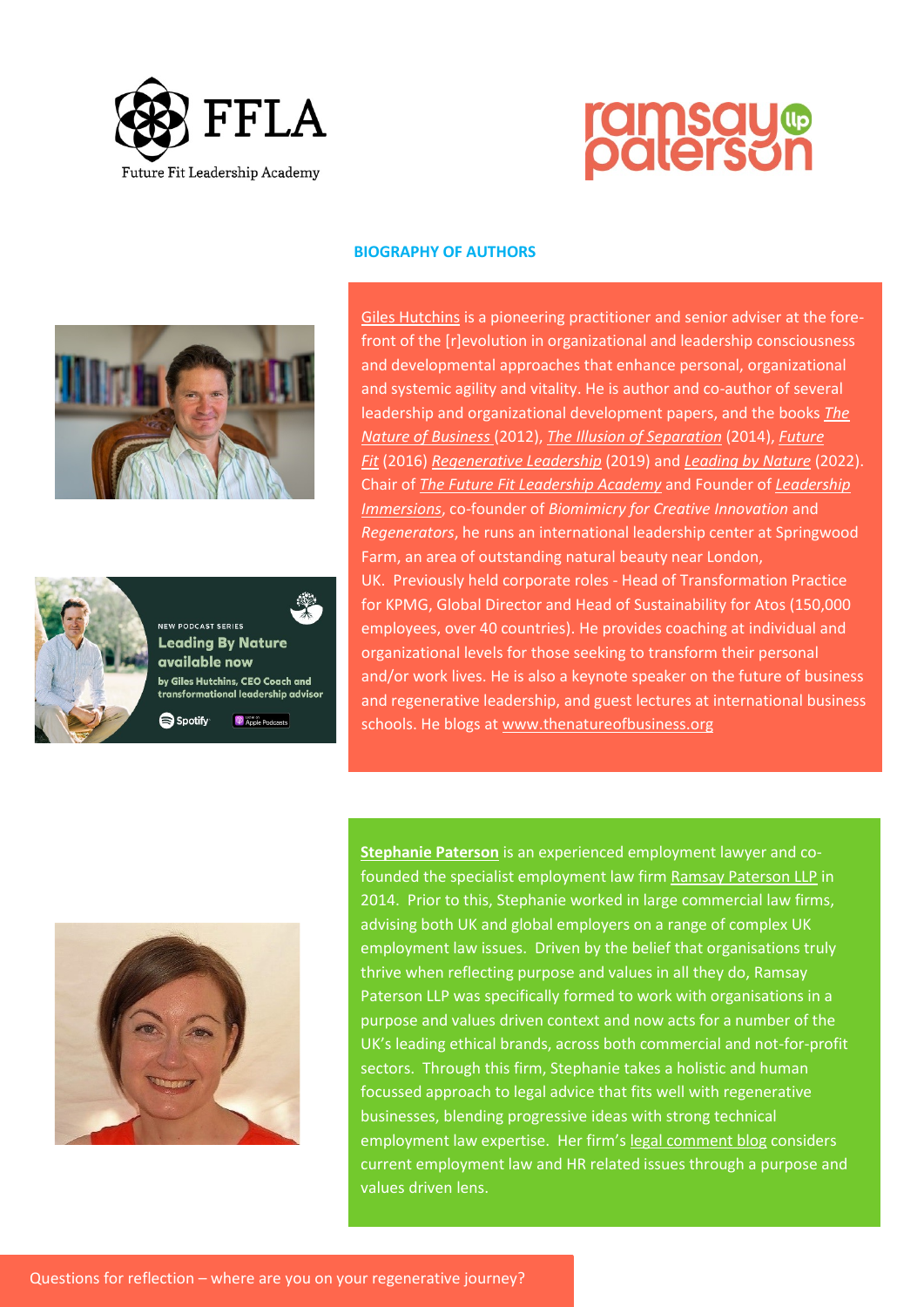## BIOGRAPHY OF AUTHORS

Giles Hutchins is a pioneering practitioner and senior adviser at the fore-front of the [r]evolution in organizational and leadership consciousness and developmental approaches that enhance personal, organizational and systemic agility and vitality. He is author and co-author of several leadership and organizational development papers, and the books *The Nature of Business* (2012), *The Illusion of Separation* (2014), *Future Fit* (2016) *Regenerative Leadership* (2019) and *Leading by Nature* (2022). Chair of *The Future Fit Leadership Academy* and Founder of *Leadership Immersions*, co-founder of *Biomimicry for Creative Innovation* and *Regenerators*, he runs an international leadership center at Springwood Farm, an area of outstanding natural beauty near London, UK. Previously held corporate roles - Head of Transformation Practice for KPMG, Global Director and Head of Sustainability for Atos (150,000 employees, over 40 countries). He provides coaching at individual and organizational levels for those seeking to transform their personal and/or work lives. He is also a keynote speaker on the future of business and regenerative leadership, and guest lectures at international business schools. He blogs at www.thenatureofbusiness.org

**Stephanie Paterson** is an experienced employment lawyer and co-founded the specialist employment law firm Ramsay Paterson LLP in 2014. Prior to this, Stephanie worked in large commercial law firms, advising both UK and global employers on a range of complex UK employment law issues. Driven by the belief that organisations truly thrive when reflecting purpose and values in all they do, Ramsay Paterson LLP was specifically formed to work with organisations in a purpose and values driven context and now acts for a number of the UK's leading ethical brands, across both commercial and not-for-profit sectors. Through this firm, Stephanie takes a holistic and human focussed approach to legal advice that fits well with regenerative businesses, blending progressive ideas with strong technical employment law expertise. Her firm's legal comment blog considers current employment law and HR related issues through a purpose and values driven lens.

Questions for reflection – where are you on your regenerative journey?